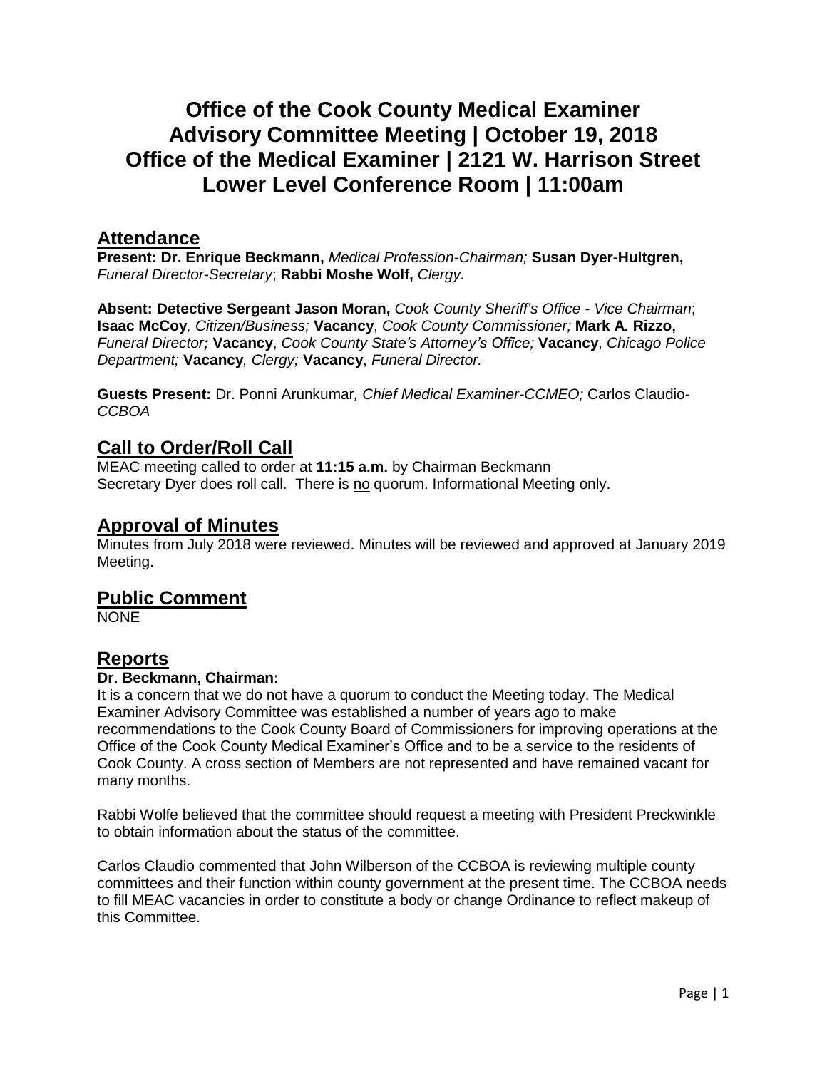# Office of the Cook County Medical Examiner Advisory Committee Meeting | October 19, 2018 Office of the Medical Examiner | 2121 W. Harrison Street Lower Level Conference Room | 11:00am

## Attendance

**Present: Dr. Enrique Beckmann,** *Medical Profession-Chairman;* **Susan Dyer-Hultgren,** *Funeral Director-Secretary*; **Rabbi Moshe Wolf,** *Clergy.*

**Absent: Detective Sergeant Jason Moran,** *Cook County Sheriff's Office - Vice Chairman*; **Isaac McCoy***, Citizen/Business;* **Vacancy**, *Cook County Commissioner;* **Mark A. Rizzo,** *Funeral Director****;*** **Vacancy**, *Cook County State's Attorney's Office;* **Vacancy**, *Chicago Police Department;* **Vacancy***, Clergy;* **Vacancy**, *Funeral Director.*

**Guests Present:** Dr. Ponni Arunkumar*, Chief Medical Examiner-CCMEO;* Carlos Claudio-*CCBOA*

## Call to Order/Roll Call

MEAC meeting called to order at **11:15 a.m.** by Chairman Beckmann
Secretary Dyer does roll call. There is <u>no</u> quorum. Informational Meeting only.

## Approval of Minutes

Minutes from July 2018 were reviewed. Minutes will be reviewed and approved at January 2019 Meeting.

## Public Comment

NONE

## Reports

**Dr. Beckmann, Chairman:**

It is a concern that we do not have a quorum to conduct the Meeting today. The Medical Examiner Advisory Committee was established a number of years ago to make recommendations to the Cook County Board of Commissioners for improving operations at the Office of the Cook County Medical Examiner's Office and to be a service to the residents of Cook County. A cross section of Members are not represented and have remained vacant for many months.

Rabbi Wolfe believed that the committee should request a meeting with President Preckwinkle to obtain information about the status of the committee.

Carlos Claudio commented that John Wilberson of the CCBOA is reviewing multiple county committees and their function within county government at the present time. The CCBOA needs to fill MEAC vacancies in order to constitute a body or change Ordinance to reflect makeup of this Committee.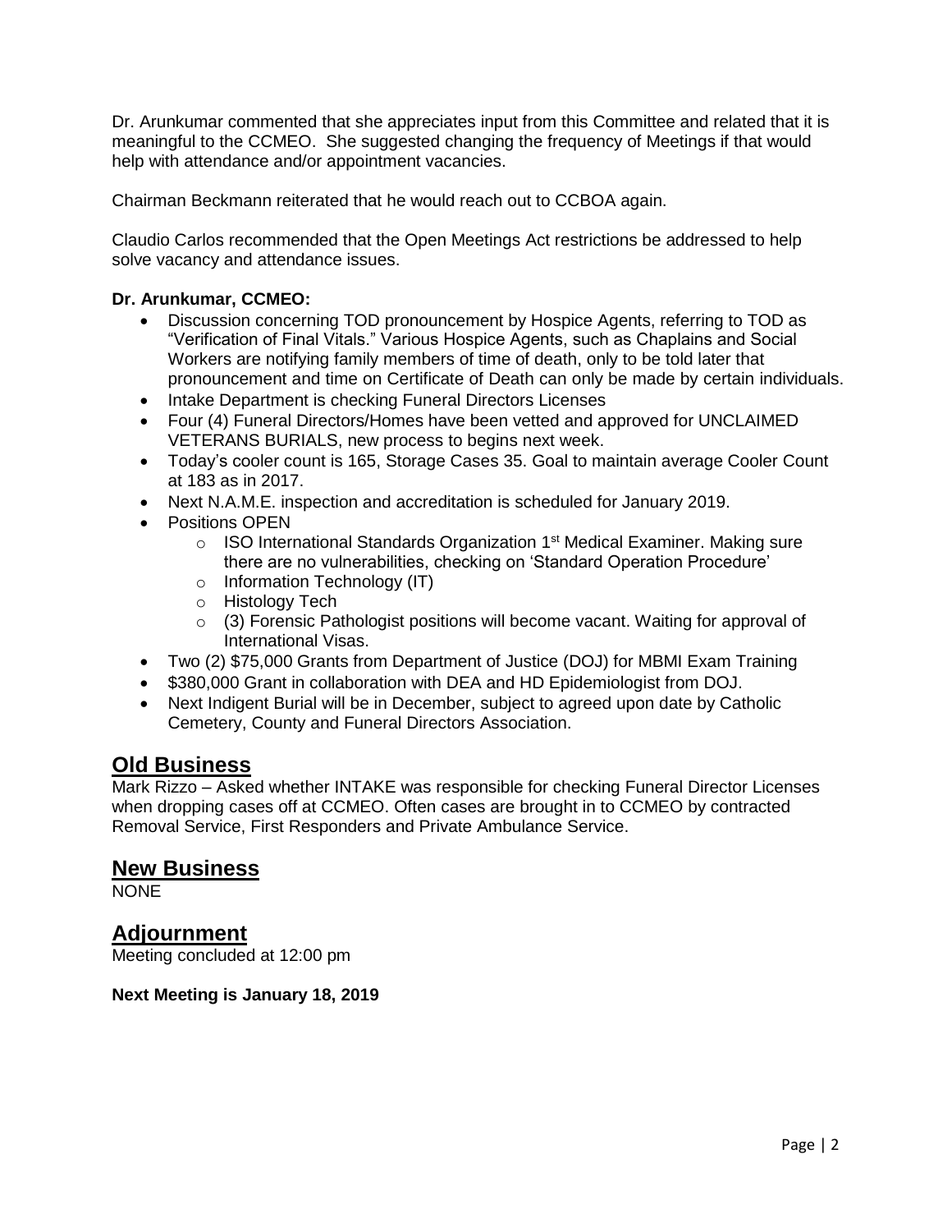Dr. Arunkumar commented that she appreciates input from this Committee and related that it is meaningful to the CCMEO. She suggested changing the frequency of Meetings if that would help with attendance and/or appointment vacancies.

Chairman Beckmann reiterated that he would reach out to CCBOA again.

Claudio Carlos recommended that the Open Meetings Act restrictions be addressed to help solve vacancy and attendance issues.

**Dr. Arunkumar, CCMEO:**

- Discussion concerning TOD pronouncement by Hospice Agents, referring to TOD as "Verification of Final Vitals." Various Hospice Agents, such as Chaplains and Social Workers are notifying family members of time of death, only to be told later that pronouncement and time on Certificate of Death can only be made by certain individuals.
- Intake Department is checking Funeral Directors Licenses
- Four (4) Funeral Directors/Homes have been vetted and approved for UNCLAIMED VETERANS BURIALS, new process to begins next week.
- Today's cooler count is 165, Storage Cases 35. Goal to maintain average Cooler Count at 183 as in 2017.
- Next N.A.M.E. inspection and accreditation is scheduled for January 2019.
- Positions OPEN
  - ISO International Standards Organization 1st Medical Examiner. Making sure there are no vulnerabilities, checking on 'Standard Operation Procedure'
  - Information Technology (IT)
  - Histology Tech
  - (3) Forensic Pathologist positions will become vacant. Waiting for approval of International Visas.
- Two (2) $75,000 Grants from Department of Justice (DOJ) for MBMI Exam Training
- $380,000 Grant in collaboration with DEA and HD Epidemiologist from DOJ.
- Next Indigent Burial will be in December, subject to agreed upon date by Catholic Cemetery, County and Funeral Directors Association.

## Old Business

Mark Rizzo – Asked whether INTAKE was responsible for checking Funeral Director Licenses when dropping cases off at CCMEO. Often cases are brought in to CCMEO by contracted Removal Service, First Responders and Private Ambulance Service.

## New Business

NONE

## Adjournment

Meeting concluded at 12:00 pm

**Next Meeting is January 18, 2019**